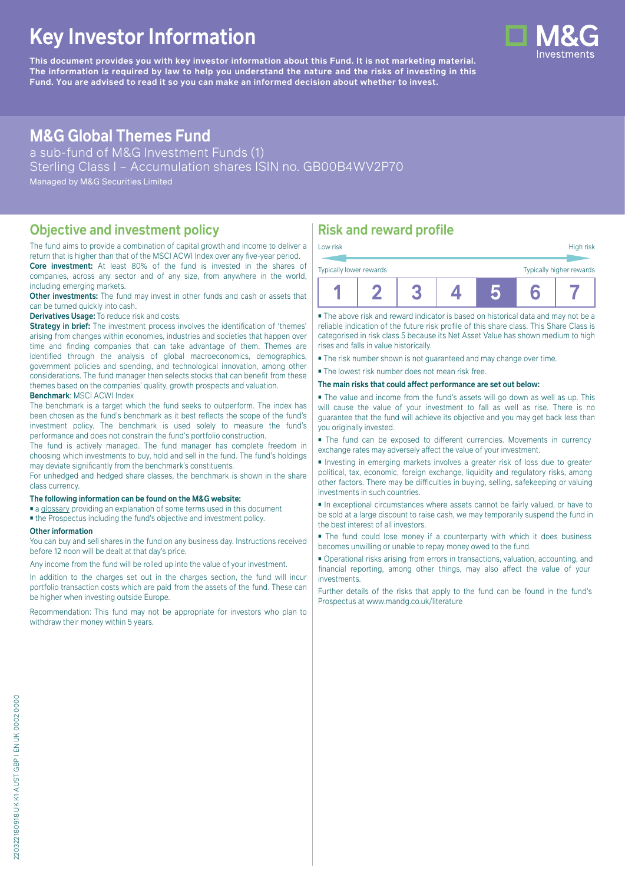# Key Investor Information

**This document provides you with key investor information about this Fund. It is not marketing material. The information is required by law to help you understand the nature and the risks of investing in this Fund. You are advised to read it so you can make an informed decision about whether to invest.**

## M&G Global Themes Fund

a sub-fund of M&G Investment Funds (1)
Sterling Class I – Accumulation shares ISIN no. GB00B4WV2P70
Managed by M&G Securities Limited

## Objective and investment policy

The fund aims to provide a combination of capital growth and income to deliver a return that is higher than that of the MSCI ACWI Index over any five-year period.

**Core investment:** At least 80% of the fund is invested in the shares of companies, across any sector and of any size, from anywhere in the world, including emerging markets.

**Other investments:** The fund may invest in other funds and cash or assets that can be turned quickly into cash.

**Derivatives Usage:** To reduce risk and costs.

**Strategy in brief:** The investment process involves the identification of 'themes' arising from changes within economies, industries and societies that happen over time and finding companies that can take advantage of them. Themes are identified through the analysis of global macroeconomics, demographics, government policies and spending, and technological innovation, among other considerations. The fund manager then selects stocks that can benefit from these themes based on the companies' quality, growth prospects and valuation.

**Benchmark**: MSCI ACWI Index

The benchmark is a target which the fund seeks to outperform. The index has been chosen as the fund's benchmark as it best reflects the scope of the fund's investment policy. The benchmark is used solely to measure the fund's performance and does not constrain the fund's portfolio construction.

The fund is actively managed. The fund manager has complete freedom in choosing which investments to buy, hold and sell in the fund. The fund's holdings may deviate significantly from the benchmark's constituents.

For unhedged and hedged share classes, the benchmark is shown in the share class currency.

**The following information can be found on the M&G website:**

- a glossary providing an explanation of some terms used in this document
- the Prospectus including the fund's objective and investment policy.

**Other information**

You can buy and sell shares in the fund on any business day. Instructions received before 12 noon will be dealt at that day's price.

Any income from the fund will be rolled up into the value of your investment.

In addition to the charges set out in the charges section, the fund will incur portfolio transaction costs which are paid from the assets of the fund. These can be higher when investing outside Europe.

Recommendation: This fund may not be appropriate for investors who plan to withdraw their money within 5 years.

## Risk and reward profile

Low risk — High risk

Typically lower rewards — Typically higher rewards

| 1 | 2 | 3 | 4 | **5** | 6 | 7 |
|---|---|---|---|---|---|---|

- The above risk and reward indicator is based on historical data and may not be a reliable indication of the future risk profile of this share class. This Share Class is categorised in risk class 5 because its Net Asset Value has shown medium to high rises and falls in value historically.
- The risk number shown is not guaranteed and may change over time.
- The lowest risk number does not mean risk free.

**The main risks that could affect performance are set out below:**

- The value and income from the fund's assets will go down as well as up. This will cause the value of your investment to fall as well as rise. There is no guarantee that the fund will achieve its objective and you may get back less than you originally invested.
- The fund can be exposed to different currencies. Movements in currency exchange rates may adversely affect the value of your investment.
- Investing in emerging markets involves a greater risk of loss due to greater political, tax, economic, foreign exchange, liquidity and regulatory risks, among other factors. There may be difficulties in buying, selling, safekeeping or valuing investments in such countries.
- In exceptional circumstances where assets cannot be fairly valued, or have to be sold at a large discount to raise cash, we may temporarily suspend the fund in the best interest of all investors.
- The fund could lose money if a counterparty with which it does business becomes unwilling or unable to repay money owed to the fund.
- Operational risks arising from errors in transactions, valuation, accounting, and financial reporting, among other things, may also affect the value of your investments.

Further details of the risks that apply to the fund can be found in the fund's Prospectus at www.mandg.co.uk/literature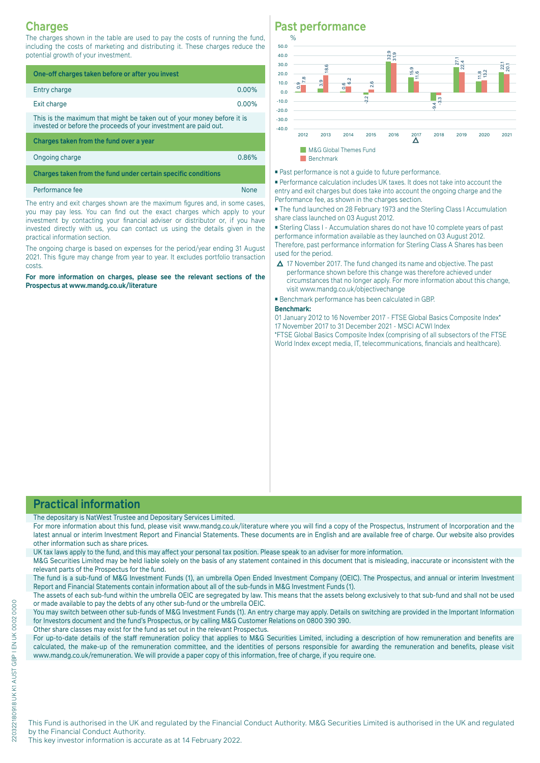## Charges

The charges shown in the table are used to pay the costs of running the fund, including the costs of marketing and distributing it. These charges reduce the potential growth of your investment.

| One-off charges taken before or after you invest | |
|---|---|
| Entry charge | 0.00% |
| Exit charge | 0.00% |
| This is the maximum that might be taken out of your money before it is invested or before the proceeds of your investment are paid out. | |
| **Charges taken from the fund over a year** | |
| Ongoing charge | 0.86% |
| **Charges taken from the fund under certain specific conditions** | |
| Performance fee | None |

The entry and exit charges shown are the maximum figures and, in some cases, you may pay less. You can find out the exact charges which apply to your investment by contacting your financial adviser or distributor or, if you have invested directly with us, you can contact us using the details given in the practical information section.

The ongoing charge is based on expenses for the period/year ending 31 August 2021. This figure may change from year to year. It excludes portfolio transaction costs.

**For more information on charges, please see the relevant sections of the Prospectus at www.mandg.co.uk/literature**

## Past performance

%
50.0
40.0
30.0
20.0
10.0
0.0
-10.0
-20.0
-30.0
-40.0

2012: 0.9, 7.8
2013: 3.9, 18.6
2014: 0.6, 6.2
2015: -2.2, 2.6
2016: 32.9, 31.9
2017: 15.9, 11.6
2018: -9.4, -3.3
2019: 27.1, 22.4
2020: 11.8, 13.2
2021: 22.1, 20.1

M&G Global Themes Fund
Benchmark

- Past performance is not a guide to future performance.
- Performance calculation includes UK taxes. It does not take into account the entry and exit charges but does take into account the ongoing charge and the Performance fee, as shown in the charges section.
- The fund launched on 28 February 1973 and the Sterling Class I Accumulation share class launched on 03 August 2012.
- Sterling Class I - Accumulation shares do not have 10 complete years of past performance information available as they launched on 03 August 2012. Therefore, past performance information for Sterling Class A Shares has been used for the period.
- △ 17 November 2017. The fund changed its name and objective. The past performance shown before this change was therefore achieved under circumstances that no longer apply. For more information about this change, visit www.mandg.co.uk/objectivechange
- Benchmark performance has been calculated in GBP.

**Benchmark:**

01 January 2012 to 16 November 2017 - FTSE Global Basics Composite Index*
17 November 2017 to 31 December 2021 - MSCI ACWI Index
*FTSE Global Basics Composite Index (comprising of all subsectors of the FTSE World Index except media, IT, telecommunications, financials and healthcare).

## Practical information

The depositary is NatWest Trustee and Depositary Services Limited.

For more information about this fund, please visit www.mandg.co.uk/literature where you will find a copy of the Prospectus, Instrument of Incorporation and the latest annual or interim Investment Report and Financial Statements. These documents are in English and are available free of charge. Our website also provides other information such as share prices.

UK tax laws apply to the fund, and this may affect your personal tax position. Please speak to an adviser for more information.

M&G Securities Limited may be held liable solely on the basis of any statement contained in this document that is misleading, inaccurate or inconsistent with the relevant parts of the Prospectus for the fund.

The fund is a sub-fund of M&G Investment Funds (1), an umbrella Open Ended Investment Company (OEIC). The Prospectus, and annual or interim Investment Report and Financial Statements contain information about all of the sub-funds in M&G Investment Funds (1).

The assets of each sub-fund within the umbrella OEIC are segregated by law. This means that the assets belong exclusively to that sub-fund and shall not be used or made available to pay the debts of any other sub-fund or the umbrella OEIC.

You may switch between other sub-funds of M&G Investment Funds (1). An entry charge may apply. Details on switching are provided in the Important Information for Investors document and the fund's Prospectus, or by calling M&G Customer Relations on 0800 390 390.

Other share classes may exist for the fund as set out in the relevant Prospectus.

For up-to-date details of the staff remuneration policy that applies to M&G Securities Limited, including a description of how remuneration and benefits are calculated, the make-up of the remuneration committee, and the identities of persons responsible for awarding the remuneration and benefits, please visit www.mandg.co.uk/remuneration. We will provide a paper copy of this information, free of charge, if you require one.

This Fund is authorised in the UK and regulated by the Financial Conduct Authority. M&G Securities Limited is authorised in the UK and regulated by the Financial Conduct Authority.
This key investor information is accurate as at 14 February 2022.